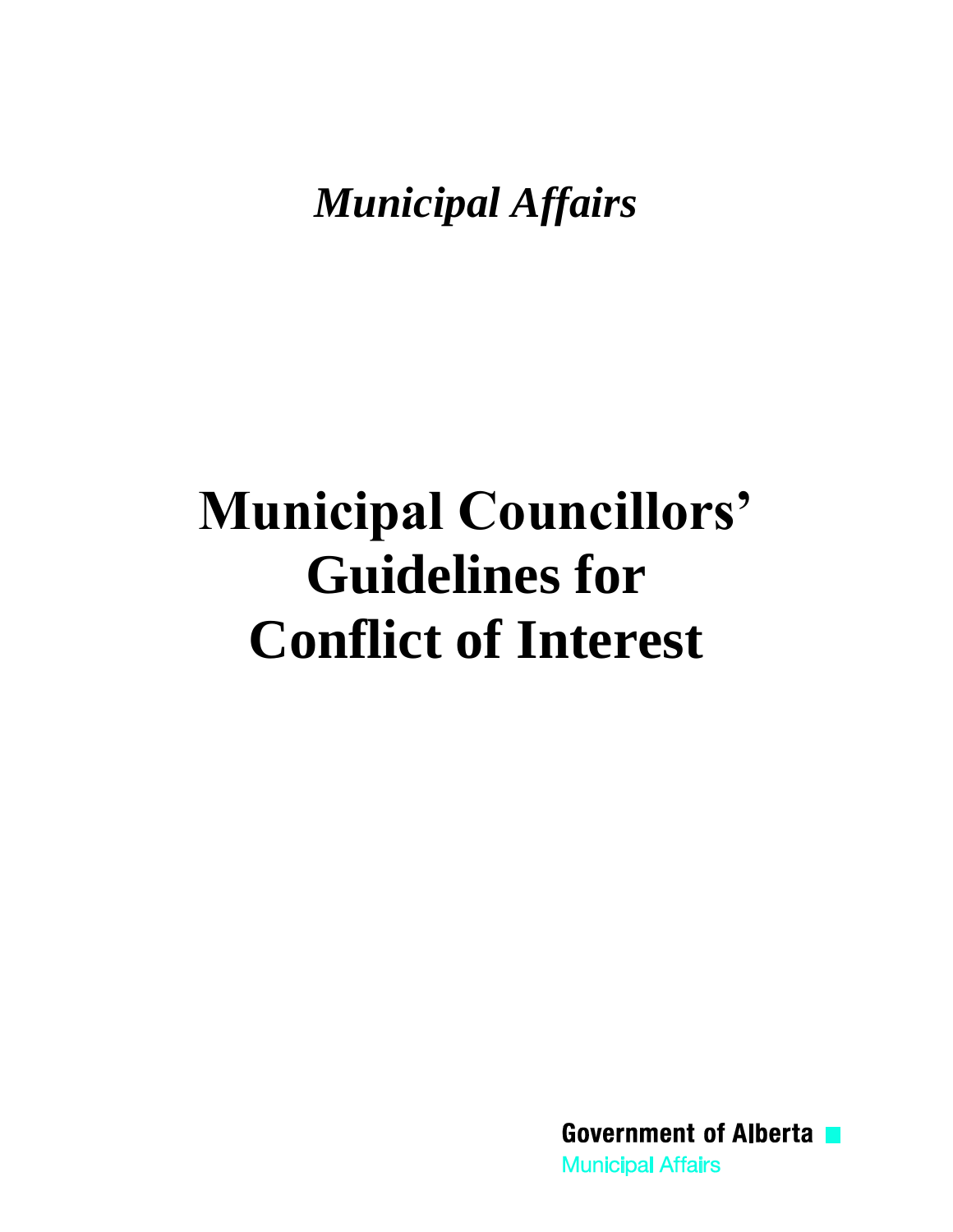*Municipal Affairs*

# Municipal Councillors' Guidelines for Conflict of Interest

**Government of Alberta**

Municipal Affairs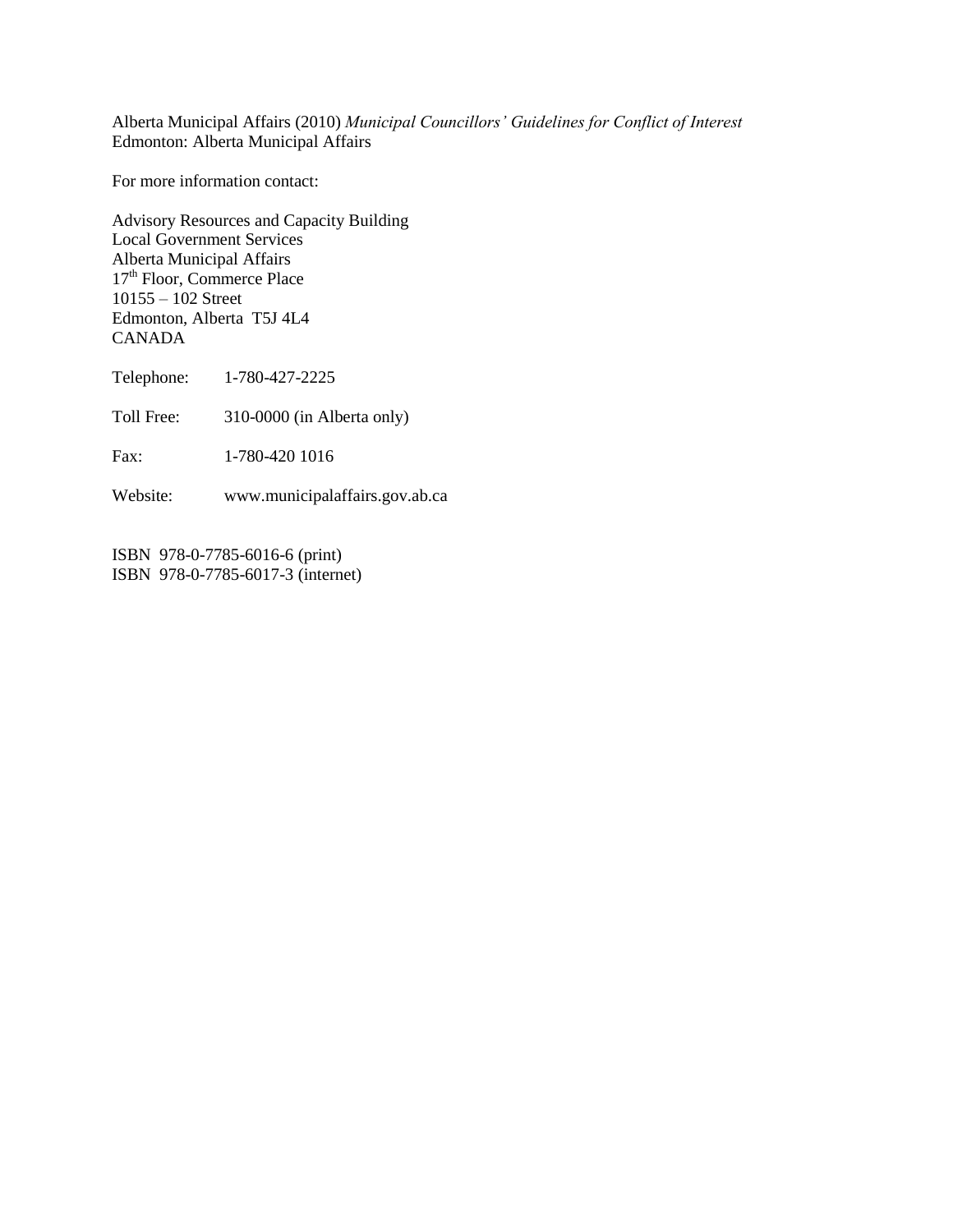Alberta Municipal Affairs (2010) *Municipal Councillors' Guidelines for Conflict of Interest*
Edmonton: Alberta Municipal Affairs

For more information contact:

Advisory Resources and Capacity Building
Local Government Services
Alberta Municipal Affairs
17th Floor, Commerce Place
10155 – 102 Street
Edmonton, Alberta T5J 4L4
CANADA

Telephone: 1-780-427-2225

Toll Free: 310-0000 (in Alberta only)

Fax: 1-780-420 1016

Website: www.municipalaffairs.gov.ab.ca

ISBN 978-0-7785-6016-6 (print)
ISBN 978-0-7785-6017-3 (internet)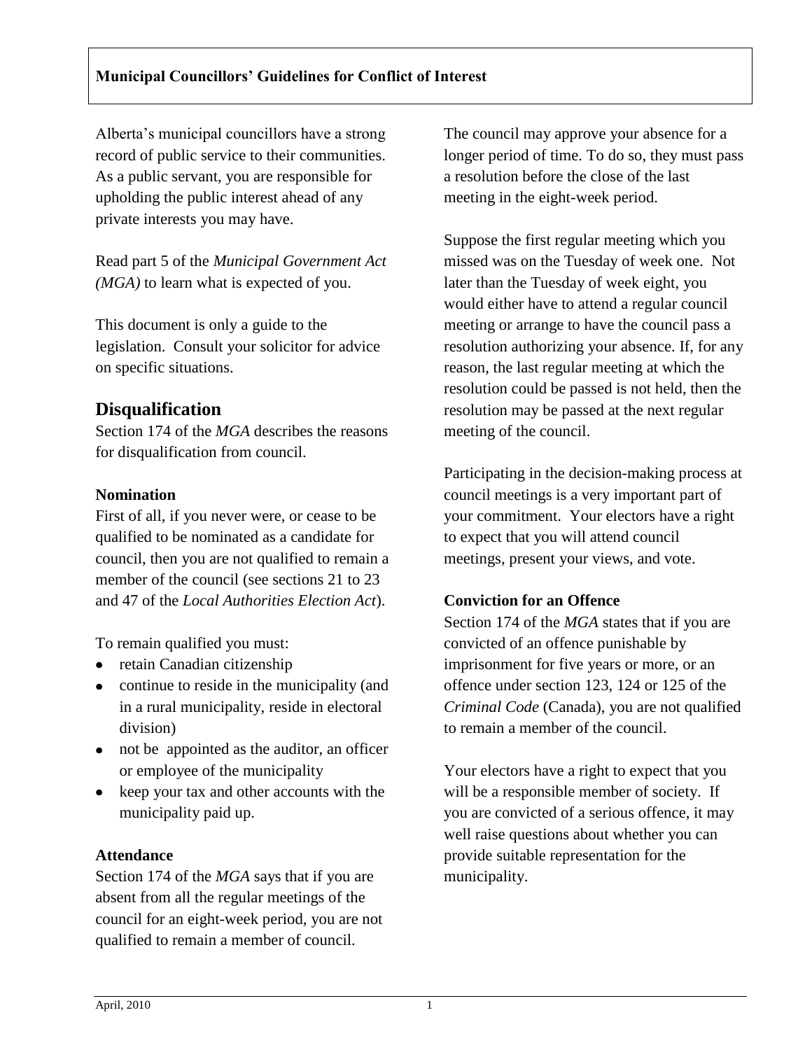**Municipal Councillors' Guidelines for Conflict of Interest**

Alberta's municipal councillors have a strong record of public service to their communities. As a public servant, you are responsible for upholding the public interest ahead of any private interests you may have.

Read part 5 of the *Municipal Government Act (MGA)* to learn what is expected of you.

This document is only a guide to the legislation. Consult your solicitor for advice on specific situations.

## Disqualification

Section 174 of the *MGA* describes the reasons for disqualification from council.

**Nomination**

First of all, if you never were, or cease to be qualified to be nominated as a candidate for council, then you are not qualified to remain a member of the council (see sections 21 to 23 and 47 of the *Local Authorities Election Act*).

To remain qualified you must:

- retain Canadian citizenship
- continue to reside in the municipality (and in a rural municipality, reside in electoral division)
- not be appointed as the auditor, an officer or employee of the municipality
- keep your tax and other accounts with the municipality paid up.

**Attendance**

Section 174 of the *MGA* says that if you are absent from all the regular meetings of the council for an eight-week period, you are not qualified to remain a member of council.

The council may approve your absence for a longer period of time. To do so, they must pass a resolution before the close of the last meeting in the eight-week period.

Suppose the first regular meeting which you missed was on the Tuesday of week one. Not later than the Tuesday of week eight, you would either have to attend a regular council meeting or arrange to have the council pass a resolution authorizing your absence. If, for any reason, the last regular meeting at which the resolution could be passed is not held, then the resolution may be passed at the next regular meeting of the council.

Participating in the decision-making process at council meetings is a very important part of your commitment. Your electors have a right to expect that you will attend council meetings, present your views, and vote.

**Conviction for an Offence**

Section 174 of the *MGA* states that if you are convicted of an offence punishable by imprisonment for five years or more, or an offence under section 123, 124 or 125 of the *Criminal Code* (Canada), you are not qualified to remain a member of the council.

Your electors have a right to expect that you will be a responsible member of society. If you are convicted of a serious offence, it may well raise questions about whether you can provide suitable representation for the municipality.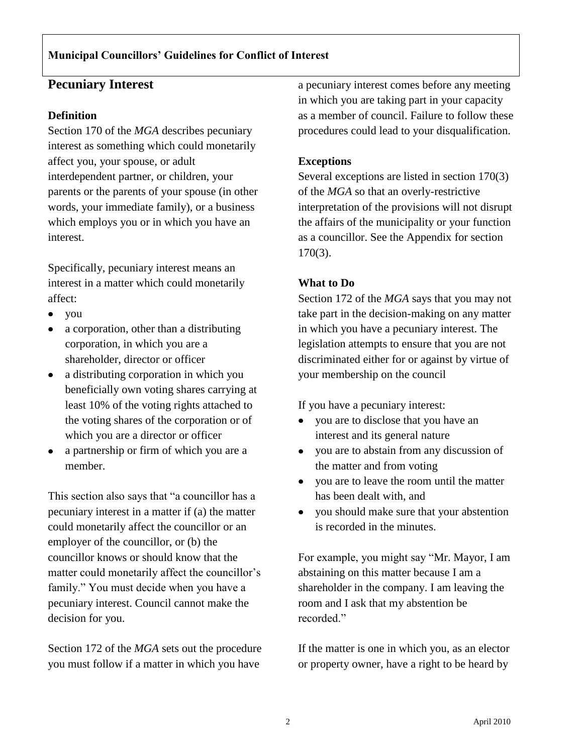## Pecuniary Interest

### Definition

Section 170 of the *MGA* describes pecuniary interest as something which could monetarily affect you, your spouse, or adult interdependent partner, or children, your parents or the parents of your spouse (in other words, your immediate family), or a business which employs you or in which you have an interest.

Specifically, pecuniary interest means an interest in a matter which could monetarily affect:

- you
- a corporation, other than a distributing corporation, in which you are a shareholder, director or officer
- a distributing corporation in which you beneficially own voting shares carrying at least 10% of the voting rights attached to the voting shares of the corporation or of which you are a director or officer
- a partnership or firm of which you are a member.

This section also says that "a councillor has a pecuniary interest in a matter if (a) the matter could monetarily affect the councillor or an employer of the councillor, or (b) the councillor knows or should know that the matter could monetarily affect the councillor's family." You must decide when you have a pecuniary interest. Council cannot make the decision for you.

Section 172 of the *MGA* sets out the procedure you must follow if a matter in which you have a pecuniary interest comes before any meeting in which you are taking part in your capacity as a member of council. Failure to follow these procedures could lead to your disqualification.

### Exceptions

Several exceptions are listed in section 170(3) of the *MGA* so that an overly-restrictive interpretation of the provisions will not disrupt the affairs of the municipality or your function as a councillor. See the Appendix for section 170(3).

### What to Do

Section 172 of the *MGA* says that you may not take part in the decision-making on any matter in which you have a pecuniary interest. The legislation attempts to ensure that you are not discriminated either for or against by virtue of your membership on the council

If you have a pecuniary interest:

- you are to disclose that you have an interest and its general nature
- you are to abstain from any discussion of the matter and from voting
- you are to leave the room until the matter has been dealt with, and
- you should make sure that your abstention is recorded in the minutes.

For example, you might say "Mr. Mayor, I am abstaining on this matter because I am a shareholder in the company. I am leaving the room and I ask that my abstention be recorded."

If the matter is one in which you, as an elector or property owner, have a right to be heard by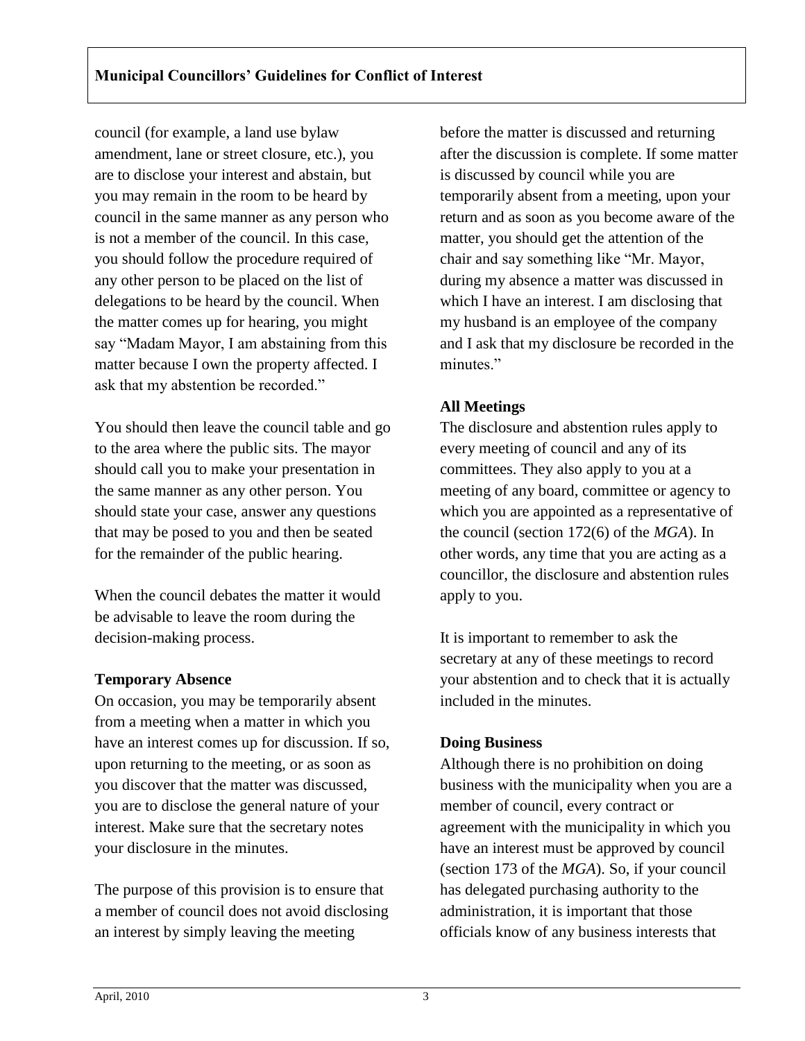council (for example, a land use bylaw amendment, lane or street closure, etc.), you are to disclose your interest and abstain, but you may remain in the room to be heard by council in the same manner as any person who is not a member of the council. In this case, you should follow the procedure required of any other person to be placed on the list of delegations to be heard by the council. When the matter comes up for hearing, you might say "Madam Mayor, I am abstaining from this matter because I own the property affected. I ask that my abstention be recorded."

You should then leave the council table and go to the area where the public sits. The mayor should call you to make your presentation in the same manner as any other person. You should state your case, answer any questions that may be posed to you and then be seated for the remainder of the public hearing.

When the council debates the matter it would be advisable to leave the room during the decision-making process.

**Temporary Absence**

On occasion, you may be temporarily absent from a meeting when a matter in which you have an interest comes up for discussion. If so, upon returning to the meeting, or as soon as you discover that the matter was discussed, you are to disclose the general nature of your interest. Make sure that the secretary notes your disclosure in the minutes.

The purpose of this provision is to ensure that a member of council does not avoid disclosing an interest by simply leaving the meeting before the matter is discussed and returning after the discussion is complete. If some matter is discussed by council while you are temporarily absent from a meeting, upon your return and as soon as you become aware of the matter, you should get the attention of the chair and say something like "Mr. Mayor, during my absence a matter was discussed in which I have an interest. I am disclosing that my husband is an employee of the company and I ask that my disclosure be recorded in the minutes."

**All Meetings**

The disclosure and abstention rules apply to every meeting of council and any of its committees. They also apply to you at a meeting of any board, committee or agency to which you are appointed as a representative of the council (section 172(6) of the *MGA*). In other words, any time that you are acting as a councillor, the disclosure and abstention rules apply to you.

It is important to remember to ask the secretary at any of these meetings to record your abstention and to check that it is actually included in the minutes.

**Doing Business**

Although there is no prohibition on doing business with the municipality when you are a member of council, every contract or agreement with the municipality in which you have an interest must be approved by council (section 173 of the *MGA*). So, if your council has delegated purchasing authority to the administration, it is important that those officials know of any business interests that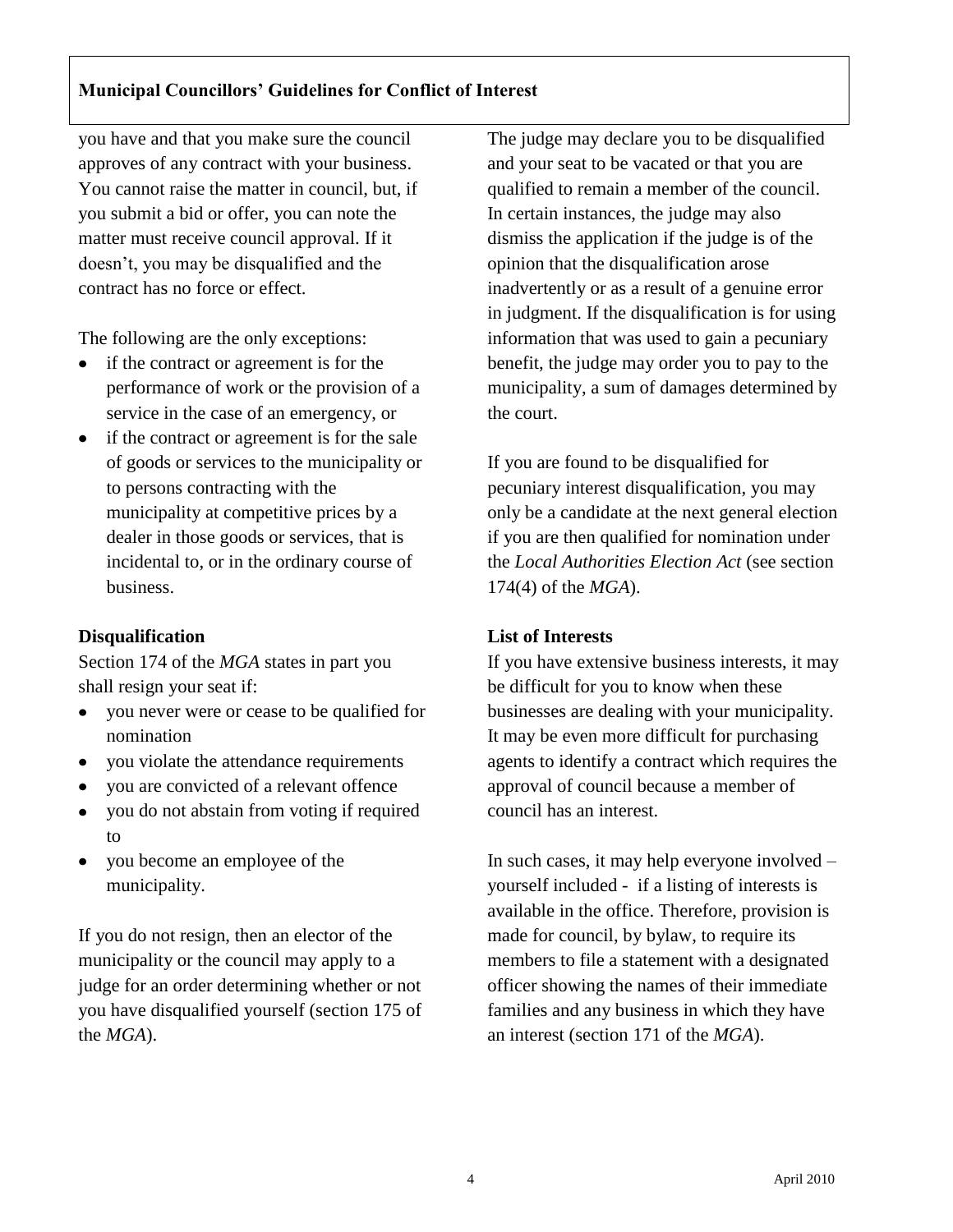you have and that you make sure the council approves of any contract with your business. You cannot raise the matter in council, but, if you submit a bid or offer, you can note the matter must receive council approval. If it doesn't, you may be disqualified and the contract has no force or effect.

The following are the only exceptions:

- if the contract or agreement is for the performance of work or the provision of a service in the case of an emergency, or
- if the contract or agreement is for the sale of goods or services to the municipality or to persons contracting with the municipality at competitive prices by a dealer in those goods or services, that is incidental to, or in the ordinary course of business.

### Disqualification

Section 174 of the *MGA* states in part you shall resign your seat if:

- you never were or cease to be qualified for nomination
- you violate the attendance requirements
- you are convicted of a relevant offence
- you do not abstain from voting if required to
- you become an employee of the municipality.

If you do not resign, then an elector of the municipality or the council may apply to a judge for an order determining whether or not you have disqualified yourself (section 175 of the *MGA*).

The judge may declare you to be disqualified and your seat to be vacated or that you are qualified to remain a member of the council. In certain instances, the judge may also dismiss the application if the judge is of the opinion that the disqualification arose inadvertently or as a result of a genuine error in judgment. If the disqualification is for using information that was used to gain a pecuniary benefit, the judge may order you to pay to the municipality, a sum of damages determined by the court.

If you are found to be disqualified for pecuniary interest disqualification, you may only be a candidate at the next general election if you are then qualified for nomination under the *Local Authorities Election Act* (see section 174(4) of the *MGA*).

### List of Interests

If you have extensive business interests, it may be difficult for you to know when these businesses are dealing with your municipality. It may be even more difficult for purchasing agents to identify a contract which requires the approval of council because a member of council has an interest.

In such cases, it may help everyone involved – yourself included - if a listing of interests is available in the office. Therefore, provision is made for council, by bylaw, to require its members to file a statement with a designated officer showing the names of their immediate families and any business in which they have an interest (section 171 of the *MGA*).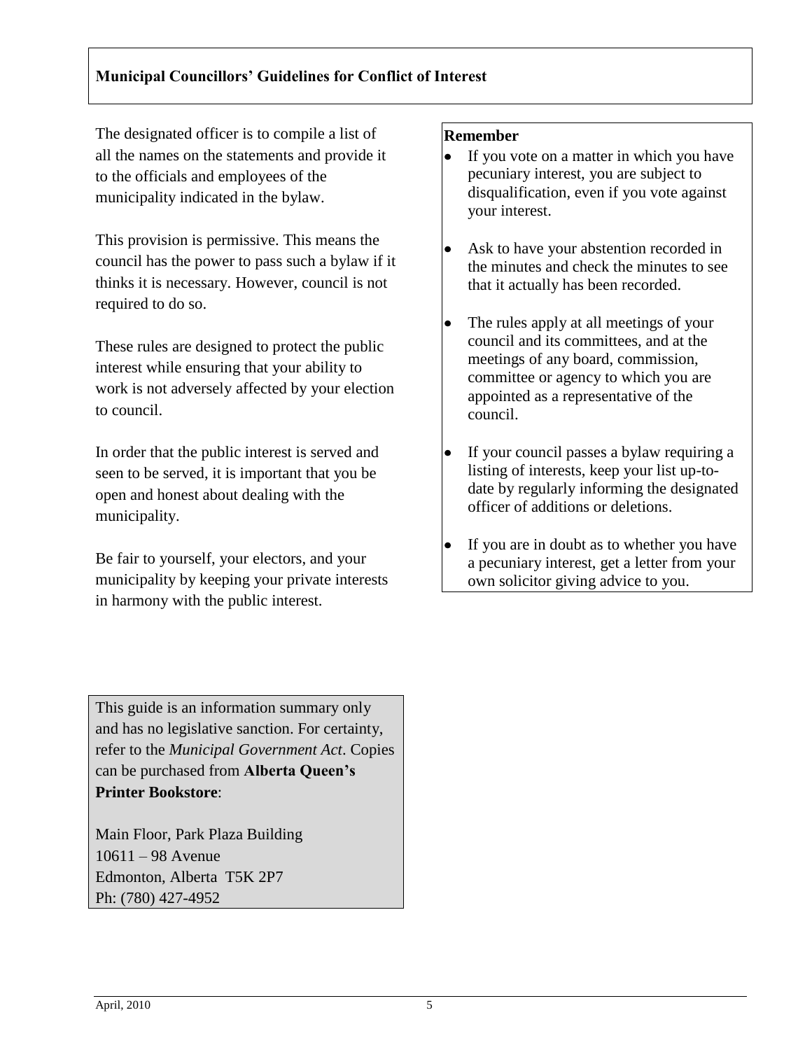The designated officer is to compile a list of all the names on the statements and provide it to the officials and employees of the municipality indicated in the bylaw.

This provision is permissive. This means the council has the power to pass such a bylaw if it thinks it is necessary. However, council is not required to do so.

These rules are designed to protect the public interest while ensuring that your ability to work is not adversely affected by your election to council.

In order that the public interest is served and seen to be served, it is important that you be open and honest about dealing with the municipality.

Be fair to yourself, your electors, and your municipality by keeping your private interests in harmony with the public interest.

**Remember**

- If you vote on a matter in which you have pecuniary interest, you are subject to disqualification, even if you vote against your interest.
- Ask to have your abstention recorded in the minutes and check the minutes to see that it actually has been recorded.
- The rules apply at all meetings of your council and its committees, and at the meetings of any board, commission, committee or agency to which you are appointed as a representative of the council.
- If your council passes a bylaw requiring a listing of interests, keep your list up-to-date by regularly informing the designated officer of additions or deletions.
- If you are in doubt as to whether you have a pecuniary interest, get a letter from your own solicitor giving advice to you.

This guide is an information summary only and has no legislative sanction. For certainty, refer to the *Municipal Government Act*. Copies can be purchased from **Alberta Queen's Printer Bookstore**:

Main Floor, Park Plaza Building
10611 – 98 Avenue
Edmonton, Alberta T5K 2P7
Ph: (780) 427-4952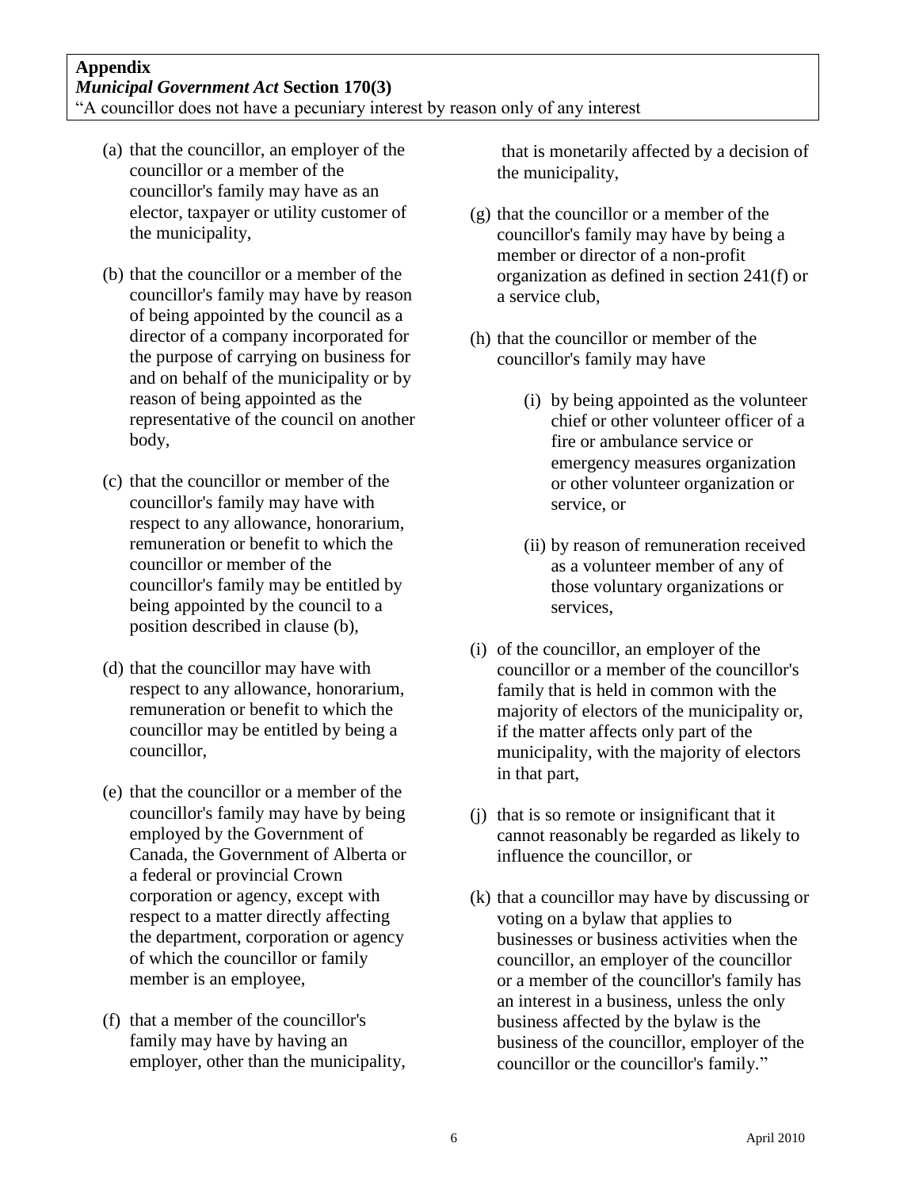**Appendix**
***Municipal Government Act* Section 170(3)**
"A councillor does not have a pecuniary interest by reason only of any interest

(a) that the councillor, an employer of the councillor or a member of the councillor's family may have as an elector, taxpayer or utility customer of the municipality,

(b) that the councillor or a member of the councillor's family may have by reason of being appointed by the council as a director of a company incorporated for the purpose of carrying on business for and on behalf of the municipality or by reason of being appointed as the representative of the council on another body,

(c) that the councillor or member of the councillor's family may have with respect to any allowance, honorarium, remuneration or benefit to which the councillor or member of the councillor's family may be entitled by being appointed by the council to a position described in clause (b),

(d) that the councillor may have with respect to any allowance, honorarium, remuneration or benefit to which the councillor may be entitled by being a councillor,

(e) that the councillor or a member of the councillor's family may have by being employed by the Government of Canada, the Government of Alberta or a federal or provincial Crown corporation or agency, except with respect to a matter directly affecting the department, corporation or agency of which the councillor or family member is an employee,

(f) that a member of the councillor's family may have by having an employer, other than the municipality, that is monetarily affected by a decision of the municipality,

(g) that the councillor or a member of the councillor's family may have by being a member or director of a non-profit organization as defined in section 241(f) or a service club,

(h) that the councillor or member of the councillor's family may have

(i) by being appointed as the volunteer chief or other volunteer officer of a fire or ambulance service or emergency measures organization or other volunteer organization or service, or

(ii) by reason of remuneration received as a volunteer member of any of those voluntary organizations or services,

(i) of the councillor, an employer of the councillor or a member of the councillor's family that is held in common with the majority of electors of the municipality or, if the matter affects only part of the municipality, with the majority of electors in that part,

(j) that is so remote or insignificant that it cannot reasonably be regarded as likely to influence the councillor, or

(k) that a councillor may have by discussing or voting on a bylaw that applies to businesses or business activities when the councillor, an employer of the councillor or a member of the councillor's family has an interest in a business, unless the only business affected by the bylaw is the business of the councillor, employer of the councillor or the councillor's family."